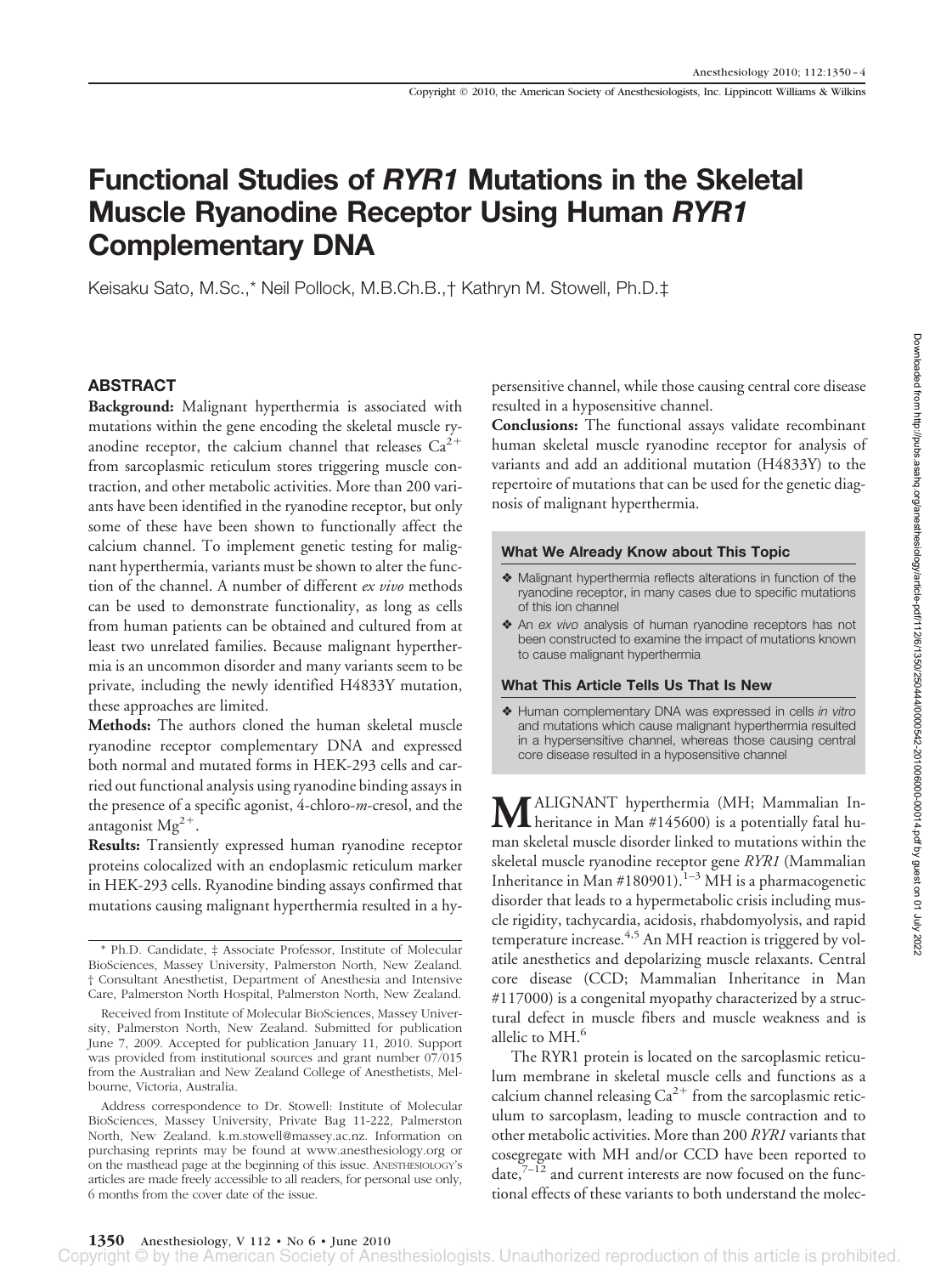# Functional Studies of *RYR1* Mutations in the Skeletal Muscle Ryanodine Receptor Using Human *RYR1* Complementary DNA

Keisaku Sato, M.Sc.,* Neil Pollock, M.B.Ch.B.,† Kathryn M. Stowell, Ph.D.‡

## ABSTRACT

**Background:** Malignant hyperthermia is associated with mutations within the gene encoding the skeletal muscle ryanodine receptor, the calcium channel that releases $Ca^{2+}$ from sarcoplasmic reticulum stores triggering muscle contraction, and other metabolic activities. More than 200 variants have been identified in the ryanodine receptor, but only some of these have been shown to functionally affect the calcium channel. To implement genetic testing for malignant hyperthermia, variants must be shown to alter the function of the channel. A number of different *ex vivo* methods can be used to demonstrate functionality, as long as cells from human patients can be obtained and cultured from at least two unrelated families. Because malignant hyperthermia is an uncommon disorder and many variants seem to be private, including the newly identified H4833Y mutation, these approaches are limited.

**Methods:** The authors cloned the human skeletal muscle ryanodine receptor complementary DNA and expressed both normal and mutated forms in HEK-293 cells and carried out functional analysis using ryanodine binding assays in the presence of a specific agonist, 4-chloro-*m*-cresol, and the antagonist $Mg^{2+}$.

**Results:** Transiently expressed human ryanodine receptor proteins colocalized with an endoplasmic reticulum marker in HEK-293 cells. Ryanodine binding assays confirmed that mutations causing malignant hyperthermia resulted in a hypersensitive channel, while those causing central core disease resulted in a hyposensitive channel.

**Conclusions:** The functional assays validate recombinant human skeletal muscle ryanodine receptor for analysis of variants and add an additional mutation (H4833Y) to the repertoire of mutations that can be used for the genetic diagnosis of malignant hyperthermia.

### What We Already Know about This Topic

- ❖ Malignant hyperthermia reflects alterations in function of the ryanodine receptor, in many cases due to specific mutations of this ion channel
- ❖ An *ex vivo* analysis of human ryanodine receptors has not been constructed to examine the impact of mutations known to cause malignant hyperthermia

### What This Article Tells Us That Is New

- ❖ Human complementary DNA was expressed in cells *in vitro* and mutations which cause malignant hyperthermia resulted in a hypersensitive channel, whereas those causing central core disease resulted in a hyposensitive channel

MALIGNANT hyperthermia (MH; Mammalian Inheritance in Man #145600) is a potentially fatal human skeletal muscle disorder linked to mutations within the skeletal muscle ryanodine receptor gene *RYR1* (Mammalian Inheritance in Man #180901).[1–3] MH is a pharmacogenetic disorder that leads to a hypermetabolic crisis including muscle rigidity, tachycardia, acidosis, rhabdomyolysis, and rapid temperature increase.[4,5] An MH reaction is triggered by volatile anesthetics and depolarizing muscle relaxants. Central core disease (CCD; Mammalian Inheritance in Man #117000) is a congenital myopathy characterized by a structural defect in muscle fibers and muscle weakness and is allelic to MH.[6]

The RYR1 protein is located on the sarcoplasmic reticulum membrane in skeletal muscle cells and functions as a calcium channel releasing $Ca^{2+}$ from the sarcoplasmic reticulum to sarcoplasm, leading to muscle contraction and to other metabolic activities. More than 200 *RYR1* variants that cosegregate with MH and/or CCD have been reported to date,[7–12] and current interests are now focused on the functional effects of these variants to both understand the molec-

---

\* Ph.D. Candidate, ‡ Associate Professor, Institute of Molecular BioSciences, Massey University, Palmerston North, New Zealand. † Consultant Anesthetist, Department of Anesthesia and Intensive Care, Palmerston North Hospital, Palmerston North, New Zealand.

Received from Institute of Molecular BioSciences, Massey University, Palmerston North, New Zealand. Submitted for publication June 7, 2009. Accepted for publication January 11, 2010. Support was provided from institutional sources and grant number 07/015 from the Australian and New Zealand College of Anesthetists, Melbourne, Victoria, Australia.

Address correspondence to Dr. Stowell: Institute of Molecular BioSciences, Massey University, Private Bag 11-222, Palmerston North, New Zealand. k.m.stowell@massey.ac.nz. Information on purchasing reprints may be found at www.anesthesiology.org or on the masthead page at the beginning of this issue. ANESTHESIOLOGY's articles are made freely accessible to all readers, for personal use only, 6 months from the cover date of the issue.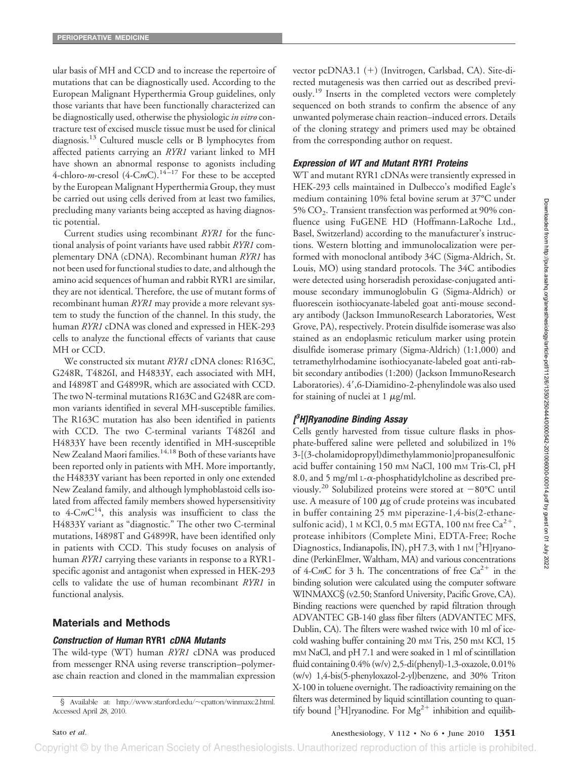ular basis of MH and CCD and to increase the repertoire of mutations that can be diagnostically used. According to the European Malignant Hyperthermia Group guidelines, only those variants that have been functionally characterized can be diagnostically used, otherwise the physiologic *in vitro* contracture test of excised muscle tissue must be used for clinical diagnosis.[13] Cultured muscle cells or B lymphocytes from affected patients carrying an *RYR1* variant linked to MH have shown an abnormal response to agonists including 4-chloro-*m*-cresol (4-C*m*C).[14–17] For these to be accepted by the European Malignant Hyperthermia Group, they must be carried out using cells derived from at least two families, precluding many variants being accepted as having diagnostic potential.

Current studies using recombinant *RYR1* for the functional analysis of point variants have used rabbit *RYR1* complementary DNA (cDNA). Recombinant human *RYR1* has not been used for functional studies to date, and although the amino acid sequences of human and rabbit RYR1 are similar, they are not identical. Therefore, the use of mutant forms of recombinant human *RYR1* may provide a more relevant system to study the function of the channel. In this study, the human *RYR1* cDNA was cloned and expressed in HEK-293 cells to analyze the functional effects of variants that cause MH or CCD.

We constructed six mutant *RYR1* cDNA clones: R163C, G248R, T4826I, and H4833Y, each associated with MH, and I4898T and G4899R, which are associated with CCD. The two N-terminal mutations R163C and G248R are common variants identified in several MH-susceptible families. The R163C mutation has also been identified in patients with CCD. The two C-terminal variants T4826I and H4833Y have been recently identified in MH-susceptible New Zealand Maori families.[14,18] Both of these variants have been reported only in patients with MH. More importantly, the H4833Y variant has been reported in only one extended New Zealand family, and although lymphoblastoid cells isolated from affected family members showed hypersensitivity to 4-C*m*C[14], this analysis was insufficient to class the H4833Y variant as "diagnostic." The other two C-terminal mutations, I4898T and G4899R, have been identified only in patients with CCD. This study focuses on analysis of human *RYR1* carrying these variants in response to a RYR1-specific agonist and antagonist when expressed in HEK-293 cells to validate the use of human recombinant *RYR1* in functional analysis.

## Materials and Methods

### *Construction of Human* RYR1 *cDNA Mutants*

The wild-type (WT) human *RYR1* cDNA was produced from messenger RNA using reverse transcription–polymerase chain reaction and cloned in the mammalian expression vector pcDNA3.1 (+) (Invitrogen, Carlsbad, CA). Site-directed mutagenesis was then carried out as described previously.[19] Inserts in the completed vectors were completely sequenced on both strands to confirm the absence of any unwanted polymerase chain reaction–induced errors. Details of the cloning strategy and primers used may be obtained from the corresponding author on request.

### *Expression of WT and Mutant RYR1 Proteins*

WT and mutant RYR1 cDNAs were transiently expressed in HEK-293 cells maintained in Dulbecco's modified Eagle's medium containing 10% fetal bovine serum at 37°C under 5% $CO_2$. Transient transfection was performed at 90% confluence using FuGENE HD (Hoffmann-LaRoche Ltd., Basel, Switzerland) according to the manufacturer's instructions. Western blotting and immunolocalization were performed with monoclonal antibody 34C (Sigma-Aldrich, St. Louis, MO) using standard protocols. The 34C antibodies were detected using horseradish peroxidase-conjugated anti-mouse secondary immunoglobulin G (Sigma-Aldrich) or fluorescein isothiocyanate-labeled goat anti-mouse secondary antibody (Jackson ImmunoResearch Laboratories, West Grove, PA), respectively. Protein disulfide isomerase was also stained as an endoplasmic reticulum marker using protein disulfide isomerase primary (Sigma-Aldrich) (1:1,000) and tetramethylrhodamine isothiocyanate-labeled goat anti-rabbit secondary antibodies (1:200) (Jackson ImmunoResearch Laboratories). 4′,6-Diamidino-2-phenylindole was also used for staining of nuclei at 1 μg/ml.

### *[³H]Ryanodine Binding Assay*

Cells gently harvested from tissue culture flasks in phosphate-buffered saline were pelleted and solubilized in 1% 3-[(3-cholamidopropyl)dimethylammonio]propanesulfonic acid buffer containing 150 mM NaCl, 100 mM Tris-Cl, pH 8.0, and 5 mg/ml L-α-phosphatidylcholine as described previously.[20] Solubilized proteins were stored at −80°C until use. A measure of 100 μg of crude proteins was incubated in buffer containing 25 mM piperazine-1,4-bis(2-ethanesulfonic acid), 1 M KCl, 0.5 mM EGTA, 100 nM free $Ca^{2+}$, protease inhibitors (Complete Mini, EDTA-Free; Roche Diagnostics, Indianapolis, IN), pH 7.3, with 1 nM [³H]ryanodine (PerkinElmer, Waltham, MA) and various concentrations of 4-C*m*C for 3 h. The concentrations of free $Ca^{2+}$ in the binding solution were calculated using the computer software WINMAXC§ (v2.50; Stanford University, Pacific Grove, CA). Binding reactions were quenched by rapid filtration through ADVANTEC GB-140 glass fiber filters (ADVANTEC MFS, Dublin, CA). The filters were washed twice with 10 ml of ice-cold washing buffer containing 20 mM Tris, 250 mM KCl, 15 mM NaCl, and pH 7.1 and were soaked in 1 ml of scintillation fluid containing 0.4% (w/v) 2,5-di(phenyl)-1,3-oxazole, 0.01% (w/v) 1,4-bis(5-phenyloxazol-2-yl)benzene, and 30% Triton X-100 in toluene overnight. The radioactivity remaining on the filters was determined by liquid scintillation counting to quantify bound [³H]ryanodine. For $Mg^{2+}$ inhibition and equilib-

§ Available at: http://www.stanford.edu/~cpatton/winmaxc2.html. Accessed April 28, 2010.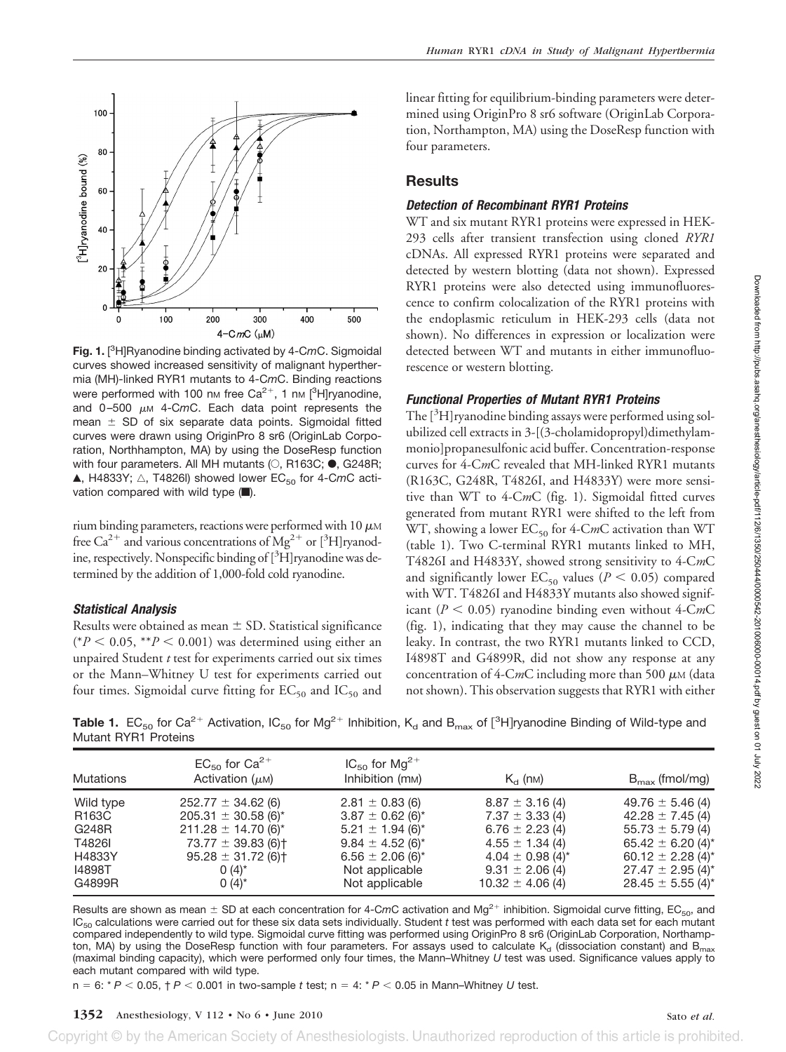**Fig. 1.** [$^3$H]Ryanodine binding activated by 4-C*m*C. Sigmoidal curves showed increased sensitivity of malignant hyperthermia (MH)-linked RYR1 mutants to 4-C*m*C. Binding reactions were performed with 100 nM free $Ca^{2+}$, 1 nM [$^3$H]ryanodine, and 0–500 μM 4-C*m*C. Each data point represents the mean ± SD of six separate data points. Sigmoidal fitted curves were drawn using OriginPro 8 sr6 (OriginLab Corporation, Northhampton, MA) by using the DoseResp function with four parameters. All MH mutants (○, R163C; ●, G248R; ▲, H4833Y; △, T4826I) showed lower $EC_{50}$ for 4-C*m*C activation compared with wild type (■).

rium binding parameters, reactions were performed with 10 μM free $Ca^{2+}$ and various concentrations of $Mg^{2+}$ or [$^3$H]ryanodine, respectively. Nonspecific binding of [$^3$H]ryanodine was determined by the addition of 1,000-fold cold ryanodine.

### *Statistical Analysis*

Results were obtained as mean ± SD. Statistical significance (*$P < 0.05$, **$P < 0.001$) was determined using either an unpaired Student *t* test for experiments carried out six times or the Mann–Whitney U test for experiments carried out four times. Sigmoidal curve fitting for $EC_{50}$ and $IC_{50}$ and linear fitting for equilibrium-binding parameters were determined using OriginPro 8 sr6 software (OriginLab Corporation, Northampton, MA) using the DoseResp function with four parameters.

## Results

### *Detection of Recombinant RYR1 Proteins*

WT and six mutant RYR1 proteins were expressed in HEK-293 cells after transient transfection using cloned *RYR1* cDNAs. All expressed RYR1 proteins were separated and detected by western blotting (data not shown). Expressed RYR1 proteins were also detected using immunofluorescence to confirm colocalization of the RYR1 proteins with the endoplasmic reticulum in HEK-293 cells (data not shown). No differences in expression or localization were detected between WT and mutants in either immunofluorescence or western blotting.

### *Functional Properties of Mutant RYR1 Proteins*

The [$^3$H]ryanodine binding assays were performed using solubilized cell extracts in 3-[(3-cholamidopropyl)dimethylammonio]propanesulfonic acid buffer. Concentration-response curves for 4-C*m*C revealed that MH-linked RYR1 mutants (R163C, G248R, T4826I, and H4833Y) were more sensitive than WT to 4-C*m*C (fig. 1). Sigmoidal fitted curves generated from mutant RYR1 were shifted to the left from WT, showing a lower $EC_{50}$ for 4-C*m*C activation than WT (table 1). Two C-terminal RYR1 mutants linked to MH, T4826I and H4833Y, showed strong sensitivity to 4-C*m*C and significantly lower $EC_{50}$ values ($P < 0.05$) compared with WT. T4826I and H4833Y mutants also showed significant ($P < 0.05$) ryanodine binding even without 4-C*m*C (fig. 1), indicating that they may cause the channel to be leaky. In contrast, the two RYR1 mutants linked to CCD, I4898T and G4899R, did not show any response at any concentration of 4-C*m*C including more than 500 μM (data not shown). This observation suggests that RYR1 with either

**Table 1.** $EC_{50}$ for $Ca^{2+}$ Activation, $IC_{50}$ for $Mg^{2+}$ Inhibition, $K_d$ and $B_{max}$ of [$^3$H]ryanodine Binding of Wild-type and Mutant RYR1 Proteins

| Mutations | $EC_{50}$ for $Ca^{2+}$ Activation (μM) | $IC_{50}$ for $Mg^{2+}$ Inhibition (mM) | $K_d$ (nM) | $B_{max}$ (fmol/mg) |
|---|---|---|---|---|
| Wild type | 252.77 ± 34.62 (6) | 2.81 ± 0.83 (6) | 8.87 ± 3.16 (4) | 49.76 ± 5.46 (4) |
| R163C | 205.31 ± 30.58 (6)* | 3.87 ± 0.62 (6)* | 7.37 ± 3.33 (4) | 42.28 ± 7.45 (4) |
| G248R | 211.28 ± 14.70 (6)* | 5.21 ± 1.94 (6)* | 6.76 ± 2.23 (4) | 55.73 ± 5.79 (4) |
| T4826I | 73.77 ± 39.83 (6)† | 9.84 ± 4.52 (6)* | 4.55 ± 1.34 (4) | 65.42 ± 6.20 (4)* |
| H4833Y | 95.28 ± 31.72 (6)† | 6.56 ± 2.06 (6)* | 4.04 ± 0.98 (4)* | 60.12 ± 2.28 (4)* |
| I4898T | 0 (4)* | Not applicable | 9.31 ± 2.06 (4) | 27.47 ± 2.95 (4)* |
| G4899R | 0 (4)* | Not applicable | 10.32 ± 4.06 (4) | 28.45 ± 5.55 (4)* |

Results are shown as mean ± SD at each concentration for 4-C*m*C activation and $Mg^{2+}$ inhibition. Sigmoidal curve fitting, $EC_{50}$, and $IC_{50}$ calculations were carried out for these six data sets individually. Student *t* test was performed with each data set for each mutant compared independently to wild type. Sigmoidal curve fitting was performed using OriginPro 8 sr6 (OriginLab Corporation, Northampton, MA) by using the DoseResp function with four parameters. For assays used to calculate $K_d$ (dissociation constant) and $B_{max}$ (maximal binding capacity), which were performed only four times, the Mann–Whitney *U* test was used. Significance values apply to each mutant compared with wild type.

n = 6: * $P < 0.05$, † $P < 0.001$ in two-sample *t* test; n = 4: * $P < 0.05$ in Mann–Whitney *U* test.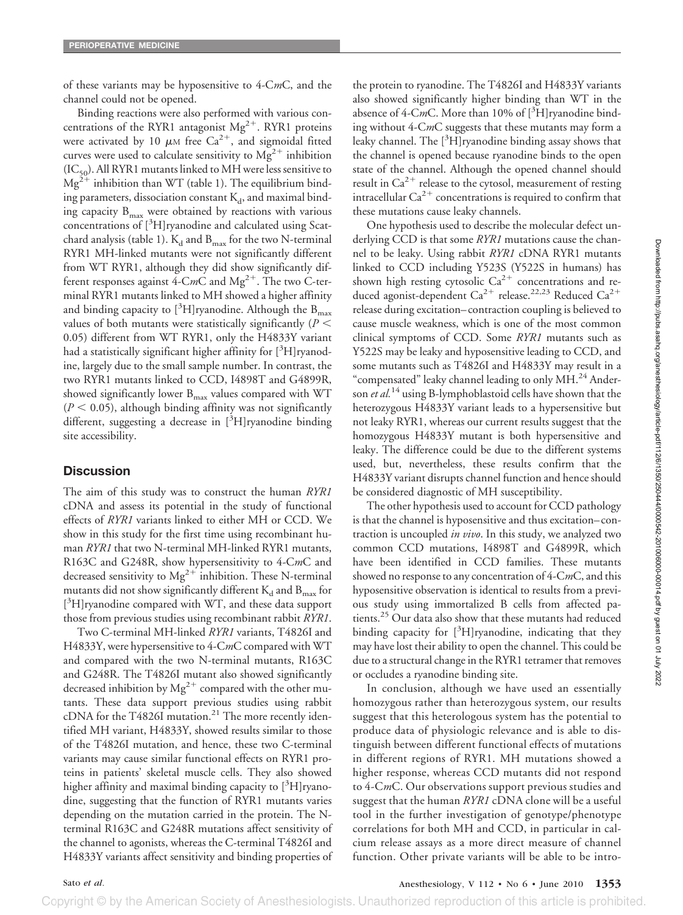of these variants may be hyposensitive to 4-C*m*C, and the channel could not be opened.

Binding reactions were also performed with various concentrations of the RYR1 antagonist $Mg^{2+}$. RYR1 proteins were activated by 10 μM free $Ca^{2+}$, and sigmoidal fitted curves were used to calculate sensitivity to $Mg^{2+}$ inhibition ($IC_{50}$). All RYR1 mutants linked to MH were less sensitive to $Mg^{2+}$ inhibition than WT (table 1). The equilibrium binding parameters, dissociation constant $K_d$, and maximal binding capacity $B_{max}$ were obtained by reactions with various concentrations of [$^3$H]ryanodine and calculated using Scatchard analysis (table 1). $K_d$ and $B_{max}$ for the two N-terminal RYR1 MH-linked mutants were not significantly different from WT RYR1, although they did show significantly different responses against 4-C*m*C and $Mg^{2+}$. The two C-terminal RYR1 mutants linked to MH showed a higher affinity and binding capacity to [$^3$H]ryanodine. Although the $B_{max}$ values of both mutants were statistically significantly ($P < 0.05$) different from WT RYR1, only the H4833Y variant had a statistically significant higher affinity for [$^3$H]ryanodine, largely due to the small sample number. In contrast, the two RYR1 mutants linked to CCD, I4898T and G4899R, showed significantly lower $B_{max}$ values compared with WT ($P < 0.05$), although binding affinity was not significantly different, suggesting a decrease in [$^3$H]ryanodine binding site accessibility.

## Discussion

The aim of this study was to construct the human *RYR1* cDNA and assess its potential in the study of functional effects of *RYR1* variants linked to either MH or CCD. We show in this study for the first time using recombinant human *RYR1* that two N-terminal MH-linked RYR1 mutants, R163C and G248R, show hypersensitivity to 4-C*m*C and decreased sensitivity to $Mg^{2+}$ inhibition. These N-terminal mutants did not show significantly different $K_d$ and $B_{max}$ for [$^3$H]ryanodine compared with WT, and these data support those from previous studies using recombinant rabbit *RYR1*.

Two C-terminal MH-linked *RYR1* variants, T4826I and H4833Y, were hypersensitive to 4-C*m*C compared with WT and compared with the two N-terminal mutants, R163C and G248R. The T4826I mutant also showed significantly decreased inhibition by $Mg^{2+}$ compared with the other mutants. These data support previous studies using rabbit cDNA for the T4826I mutation.[21] The more recently identified MH variant, H4833Y, showed results similar to those of the T4826I mutation, and hence, these two C-terminal variants may cause similar functional effects on RYR1 proteins in patients' skeletal muscle cells. They also showed higher affinity and maximal binding capacity to [$^3$H]ryanodine, suggesting that the function of RYR1 mutants varies depending on the mutation carried in the protein. The N-terminal R163C and G248R mutations affect sensitivity of the channel to agonists, whereas the C-terminal T4826I and H4833Y variants affect sensitivity and binding properties of the protein to ryanodine. The T4826I and H4833Y variants also showed significantly higher binding than WT in the absence of 4-C*m*C. More than 10% of [$^3$H]ryanodine binding without 4-C*m*C suggests that these mutants may form a leaky channel. The [$^3$H]ryanodine binding assay shows that the channel is opened because ryanodine binds to the open state of the channel. Although the opened channel should result in $Ca^{2+}$ release to the cytosol, measurement of resting intracellular $Ca^{2+}$ concentrations is required to confirm that these mutations cause leaky channels.

One hypothesis used to describe the molecular defect underlying CCD is that some *RYR1* mutations cause the channel to be leaky. Using rabbit *RYR1* cDNA RYR1 mutants linked to CCD including Y523S (Y522S in humans) has shown high resting cytosolic $Ca^{2+}$ concentrations and reduced agonist-dependent $Ca^{2+}$ release.[22,23] Reduced $Ca^{2+}$ release during excitation–contraction coupling is believed to cause muscle weakness, which is one of the most common clinical symptoms of CCD. Some *RYR1* mutants such as Y522S may be leaky and hyposensitive leading to CCD, and some mutants such as T4826I and H4833Y may result in a "compensated" leaky channel leading to only MH.[24] Anderson *et al.*[14] using B-lymphoblastoid cells have shown that the heterozygous H4833Y variant leads to a hypersensitive but not leaky RYR1, whereas our current results suggest that the homozygous H4833Y mutant is both hypersensitive and leaky. The difference could be due to the different systems used, but, nevertheless, these results confirm that the H4833Y variant disrupts channel function and hence should be considered diagnostic of MH susceptibility.

The other hypothesis used to account for CCD pathology is that the channel is hyposensitive and thus excitation–contraction is uncoupled *in vivo*. In this study, we analyzed two common CCD mutations, I4898T and G4899R, which have been identified in CCD families. These mutants showed no response to any concentration of 4-C*m*C, and this hyposensitive observation is identical to results from a previous study using immortalized B cells from affected patients.[25] Our data also show that these mutants had reduced binding capacity for [$^3$H]ryanodine, indicating that they may have lost their ability to open the channel. This could be due to a structural change in the RYR1 tetramer that removes or occludes a ryanodine binding site.

In conclusion, although we have used an essentially homozygous rather than heterozygous system, our results suggest that this heterologous system has the potential to produce data of physiologic relevance and is able to distinguish between different functional effects of mutations in different regions of RYR1. MH mutations showed a higher response, whereas CCD mutants did not respond to 4-C*m*C. Our observations support previous studies and suggest that the human *RYR1* cDNA clone will be a useful tool in the further investigation of genotype/phenotype correlations for both MH and CCD, in particular in calcium release assays as a more direct measure of channel function. Other private variants will be able to be intro-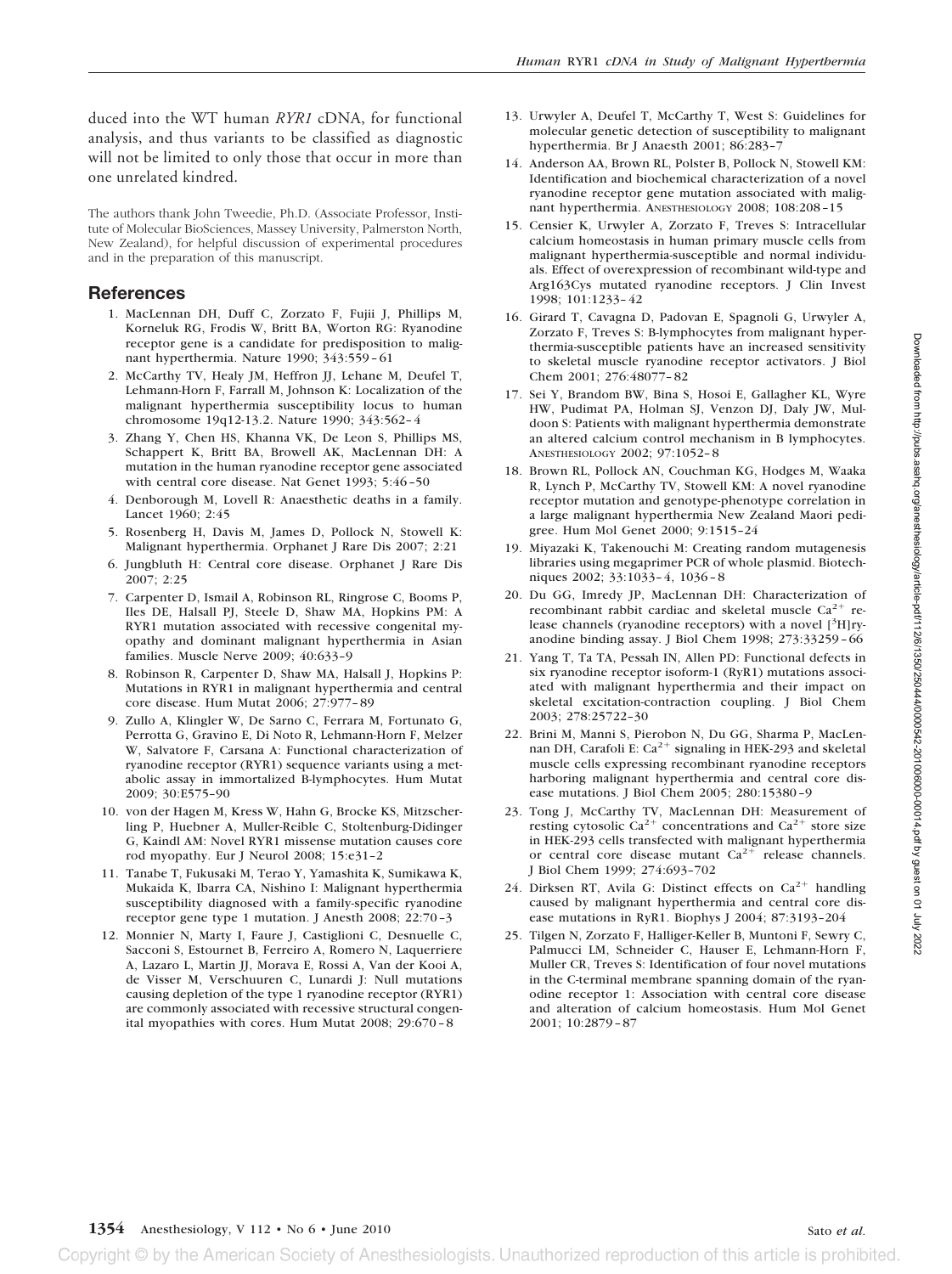duced into the WT human *RYR1* cDNA, for functional analysis, and thus variants to be classified as diagnostic will not be limited to only those that occur in more than one unrelated kindred.

The authors thank John Tweedie, Ph.D. (Associate Professor, Institute of Molecular BioSciences, Massey University, Palmerston North, New Zealand), for helpful discussion of experimental procedures and in the preparation of this manuscript.

## References

1. MacLennan DH, Duff C, Zorzato F, Fujii J, Phillips M, Korneluk RG, Frodis W, Britt BA, Worton RG: Ryanodine receptor gene is a candidate for predisposition to malignant hyperthermia. Nature 1990; 343:559–61
2. McCarthy TV, Healy JM, Heffron JJ, Lehane M, Deufel T, Lehmann-Horn F, Farrall M, Johnson K: Localization of the malignant hyperthermia susceptibility locus to human chromosome 19q12-13.2. Nature 1990; 343:562–4
3. Zhang Y, Chen HS, Khanna VK, De Leon S, Phillips MS, Schappert K, Britt BA, Browell AK, MacLennan DH: A mutation in the human ryanodine receptor gene associated with central core disease. Nat Genet 1993; 5:46–50
4. Denborough M, Lovell R: Anaesthetic deaths in a family. Lancet 1960; 2:45
5. Rosenberg H, Davis M, James D, Pollock N, Stowell K: Malignant hyperthermia. Orphanet J Rare Dis 2007; 2:21
6. Jungbluth H: Central core disease. Orphanet J Rare Dis 2007; 2:25
7. Carpenter D, Ismail A, Robinson RL, Ringrose C, Booms P, Iles DE, Halsall PJ, Steele D, Shaw MA, Hopkins PM: A RYR1 mutation associated with recessive congenital myopathy and dominant malignant hyperthermia in Asian families. Muscle Nerve 2009; 40:633–9
8. Robinson R, Carpenter D, Shaw MA, Halsall J, Hopkins P: Mutations in RYR1 in malignant hyperthermia and central core disease. Hum Mutat 2006; 27:977–89
9. Zullo A, Klingler W, De Sarno C, Ferrara M, Fortunato G, Perrotta G, Gravino E, Di Noto R, Lehmann-Horn F, Melzer W, Salvatore F, Carsana A: Functional characterization of ryanodine receptor (RYR1) sequence variants using a metabolic assay in immortalized B-lymphocytes. Hum Mutat 2009; 30:E575–90
10. von der Hagen M, Kress W, Hahn G, Brocke KS, Mitzscherling P, Huebner A, Muller-Reible C, Stoltenburg-Didinger G, Kaindl AM: Novel RYR1 missense mutation causes core rod myopathy. Eur J Neurol 2008; 15:e31–2
11. Tanabe T, Fukusaki M, Terao Y, Yamashita K, Sumikawa K, Mukaida K, Ibarra CA, Nishino I: Malignant hyperthermia susceptibility diagnosed with a family-specific ryanodine receptor gene type 1 mutation. J Anesth 2008; 22:70–3
12. Monnier N, Marty I, Faure J, Castiglioni C, Desnuelle C, Sacconi S, Estournet B, Ferreiro A, Romero N, Laquerriere A, Lazaro L, Martin JJ, Morava E, Rossi A, Van der Kooi A, de Visser M, Verschuuren C, Lunardi J: Null mutations causing depletion of the type 1 ryanodine receptor (RYR1) are commonly associated with recessive structural congenital myopathies with cores. Hum Mutat 2008; 29:670–8
13. Urwyler A, Deufel T, McCarthy T, West S: Guidelines for molecular genetic detection of susceptibility to malignant hyperthermia. Br J Anaesth 2001; 86:283–7
14. Anderson AA, Brown RL, Polster B, Pollock N, Stowell KM: Identification and biochemical characterization of a novel ryanodine receptor gene mutation associated with malignant hyperthermia. ANESTHESIOLOGY 2008; 108:208–15
15. Censier K, Urwyler A, Zorzato F, Treves S: Intracellular calcium homeostasis in human primary muscle cells from malignant hyperthermia-susceptible and normal individuals. Effect of overexpression of recombinant wild-type and Arg163Cys mutated ryanodine receptors. J Clin Invest 1998; 101:1233–42
16. Girard T, Cavagna D, Padovan E, Spagnoli G, Urwyler A, Zorzato F, Treves S: B-lymphocytes from malignant hyperthermia-susceptible patients have an increased sensitivity to skeletal muscle ryanodine receptor activators. J Biol Chem 2001; 276:48077–82
17. Sei Y, Brandom BW, Bina S, Hosoi E, Gallagher KL, Wyre HW, Pudimat PA, Holman SJ, Venzon DJ, Daly JW, Muldoon S: Patients with malignant hyperthermia demonstrate an altered calcium control mechanism in B lymphocytes. ANESTHESIOLOGY 2002; 97:1052–8
18. Brown RL, Pollock AN, Couchman KG, Hodges M, Waaka R, Lynch P, McCarthy TV, Stowell KM: A novel ryanodine receptor mutation and genotype-phenotype correlation in a large malignant hyperthermia New Zealand Maori pedigree. Hum Mol Genet 2000; 9:1515–24
19. Miyazaki K, Takenouchi M: Creating random mutagenesis libraries using megaprimer PCR of whole plasmid. Biotechniques 2002; 33:1033–4, 1036–8
20. Du GG, Imredy JP, MacLennan DH: Characterization of recombinant rabbit cardiac and skeletal muscle $Ca^{2+}$ release channels (ryanodine receptors) with a novel [$^{3}$H]ryanodine binding assay. J Biol Chem 1998; 273:33259–66
21. Yang T, Ta TA, Pessah IN, Allen PD: Functional defects in six ryanodine receptor isoform-1 (RyR1) mutations associated with malignant hyperthermia and their impact on skeletal excitation-contraction coupling. J Biol Chem 2003; 278:25722–30
22. Brini M, Manni S, Pierobon N, Du GG, Sharma P, MacLennan DH, Carafoli E: $Ca^{2+}$ signaling in HEK-293 and skeletal muscle cells expressing recombinant ryanodine receptors harboring malignant hyperthermia and central core disease mutations. J Biol Chem 2005; 280:15380–9
23. Tong J, McCarthy TV, MacLennan DH: Measurement of resting cytosolic $Ca^{2+}$ concentrations and $Ca^{2+}$ store size in HEK-293 cells transfected with malignant hyperthermia or central core disease mutant $Ca^{2+}$ release channels. J Biol Chem 1999; 274:693–702
24. Dirksen RT, Avila G: Distinct effects on $Ca^{2+}$ handling caused by malignant hyperthermia and central core disease mutations in RyR1. Biophys J 2004; 87:3193–204
25. Tilgen N, Zorzato F, Halliger-Keller B, Muntoni F, Sewry C, Palmucci LM, Schneider C, Hauser E, Lehmann-Horn F, Muller CR, Treves S: Identification of four novel mutations in the C-terminal membrane spanning domain of the ryanodine receptor 1: Association with central core disease and alteration of calcium homeostasis. Hum Mol Genet 2001; 10:2879–87